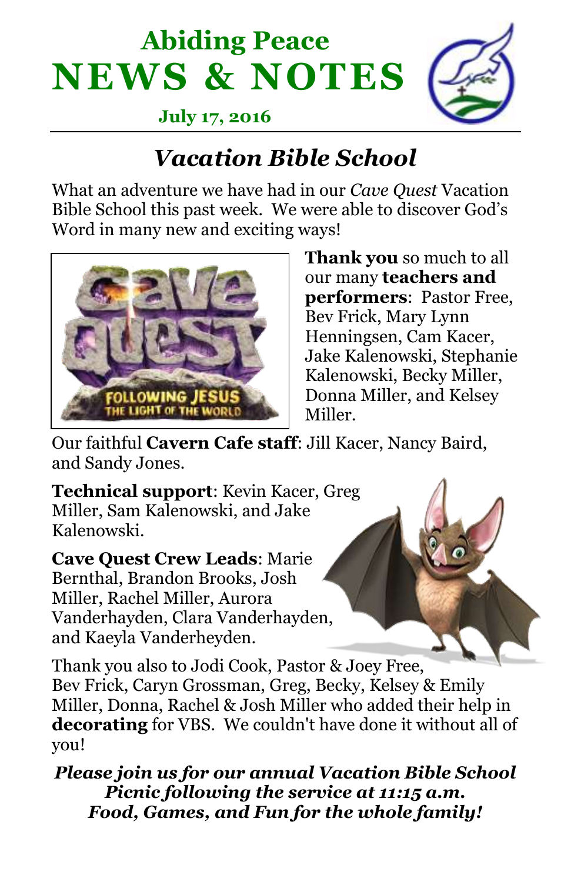# Abiding Peace
# NEWS & NOTES

**July 17, 2016**

## *Vacation Bible School*

What an adventure we have had in our *Cave Quest* Vacation Bible School this past week. We were able to discover God's Word in many new and exciting ways!

**Thank you** so much to all our many **teachers and performers**: Pastor Free, Bev Frick, Mary Lynn Henningsen, Cam Kacer, Jake Kalenowski, Stephanie Kalenowski, Becky Miller, Donna Miller, and Kelsey Miller.

Our faithful **Cavern Cafe staff**: Jill Kacer, Nancy Baird, and Sandy Jones.

**Technical support**: Kevin Kacer, Greg Miller, Sam Kalenowski, and Jake Kalenowski.

**Cave Quest Crew Leads**: Marie Bernthal, Brandon Brooks, Josh Miller, Rachel Miller, Aurora Vanderhayden, Clara Vanderhayden, and Kaeyla Vanderheyden.

Thank you also to Jodi Cook, Pastor & Joey Free, Bev Frick, Caryn Grossman, Greg, Becky, Kelsey & Emily Miller, Donna, Rachel & Josh Miller who added their help in **decorating** for VBS. We couldn't have done it without all of you!

***Please join us for our annual Vacation Bible School Picnic following the service at 11:15 a.m. Food, Games, and Fun for the whole family!***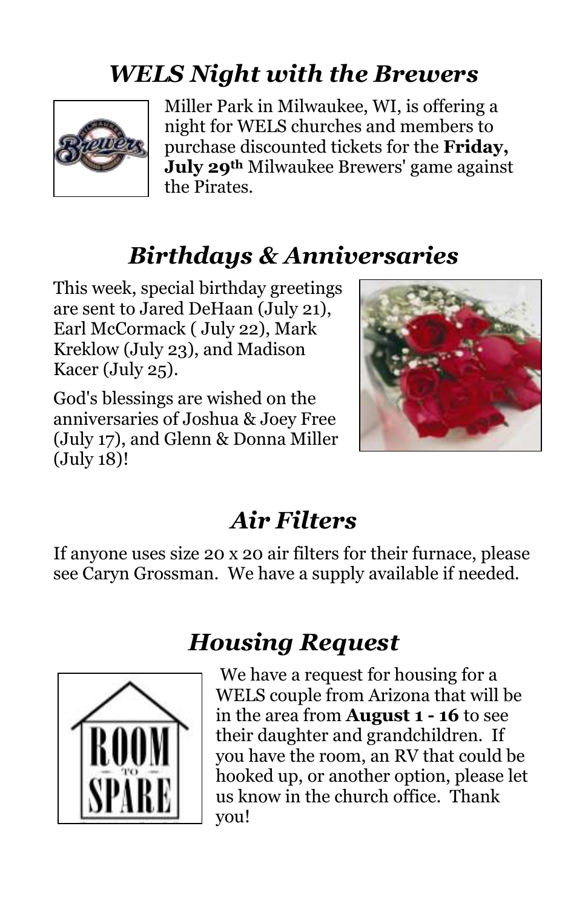## *WELS Night with the Brewers*

Miller Park in Milwaukee, WI, is offering a night for WELS churches and members to purchase discounted tickets for the **Friday, July 29th** Milwaukee Brewers' game against the Pirates.

## *Birthdays & Anniversaries*

This week, special birthday greetings are sent to Jared DeHaan (July 21), Earl McCormack ( July 22), Mark Kreklow (July 23), and Madison Kacer (July 25).

God's blessings are wished on the anniversaries of Joshua & Joey Free (July 17), and Glenn & Donna Miller (July 18)!

## *Air Filters*

If anyone uses size 20 x 20 air filters for their furnace, please see Caryn Grossman. We have a supply available if needed.

## *Housing Request*

We have a request for housing for a WELS couple from Arizona that will be in the area from **August 1 - 16** to see their daughter and grandchildren. If you have the room, an RV that could be hooked up, or another option, please let us know in the church office. Thank you!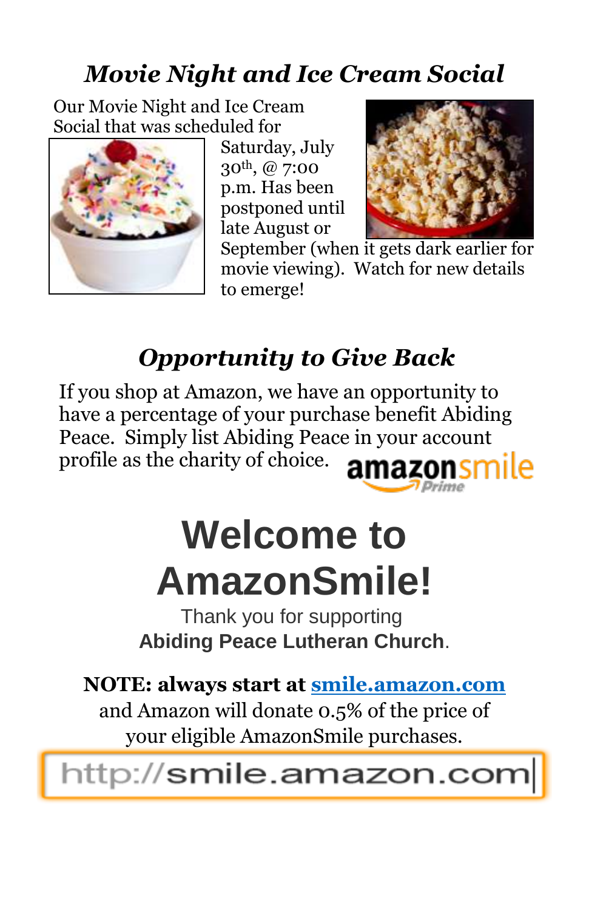## *Movie Night and Ice Cream Social*

Our Movie Night and Ice Cream Social that was scheduled for Saturday, July 30th, @ 7:00 p.m. Has been postponed until late August or September (when it gets dark earlier for movie viewing). Watch for new details to emerge!

## *Opportunity to Give Back*

If you shop at Amazon, we have an opportunity to have a percentage of your purchase benefit Abiding Peace. Simply list Abiding Peace in your account profile as the charity of choice.

amazonsmile Prime

# Welcome to AmazonSmile!

Thank you for supporting **Abiding Peace Lutheran Church**.

**NOTE: always start at [smile.amazon.com](http://smile.amazon.com)** and Amazon will donate 0.5% of the price of your eligible AmazonSmile purchases.

http://smile.amazon.com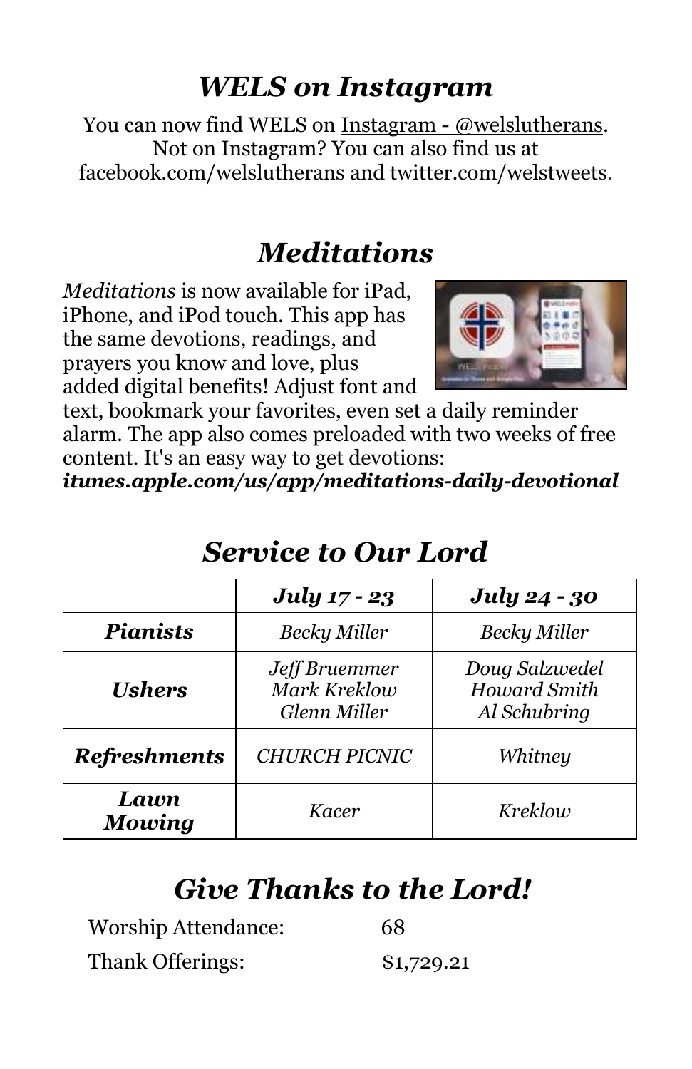## *WELS on Instagram*

You can now find WELS on Instagram - @welslutherans. Not on Instagram? You can also find us at facebook.com/welslutherans and twitter.com/welstweets.

## *Meditations*

*Meditations* is now available for iPad, iPhone, and iPod touch. This app has the same devotions, readings, and prayers you know and love, plus added digital benefits! Adjust font and text, bookmark your favorites, even set a daily reminder alarm. The app also comes preloaded with two weeks of free content. It's an easy way to get devotions: ***itunes.apple.com/us/app/meditations-daily-devotional***

## *Service to Our Lord*

| | ***July 17 - 23*** | ***July 24 - 30*** |
|---|---|---|
| ***Pianists*** | *Becky Miller* | *Becky Miller* |
| ***Ushers*** | *Jeff Bruemmer*<br>*Mark Kreklow*<br>*Glenn Miller* | *Doug Salzwedel*<br>*Howard Smith*<br>*Al Schubring* |
| ***Refreshments*** | *CHURCH PICNIC* | *Whitney* |
| ***Lawn Mowing*** | *Kacer* | *Kreklow* |

## *Give Thanks to the Lord!*

Worship Attendance: 68

Thank Offerings: $1,729.21